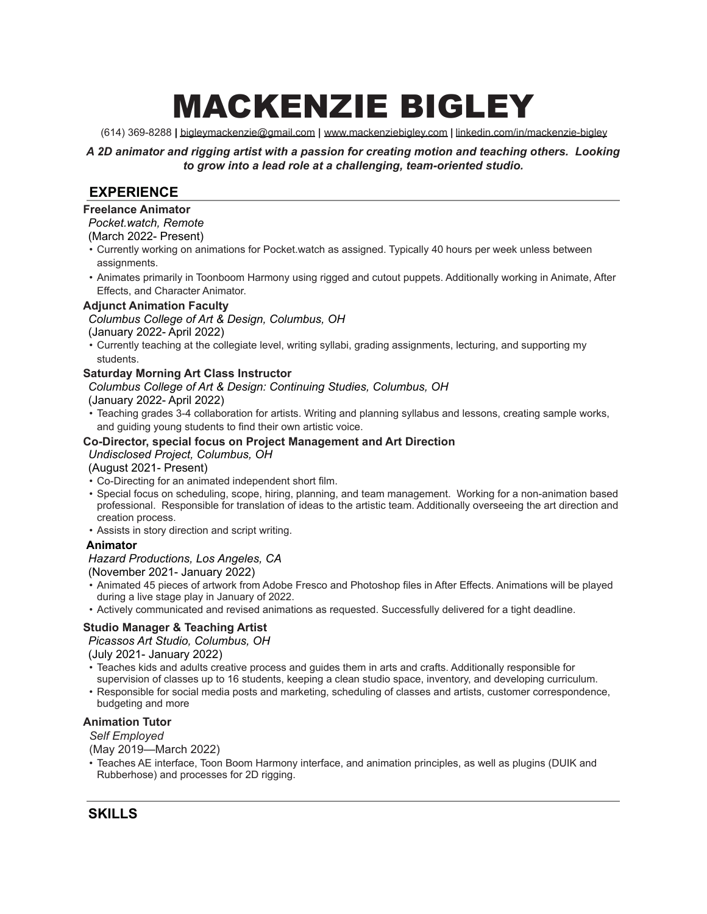# MACKENZIE BIGLEY

(614) 369-8288 | bigleymackenzie@gmail.com | www.mackenziebigley.com | linkedin.com/in/mackenzie-bigley

***A 2D animator and rigging artist with a passion for creating motion and teaching others. Looking to grow into a lead role at a challenging, team-oriented studio.***

## EXPERIENCE

**Freelance Animator**
*Pocket.watch, Remote*
(March 2022- Present)

- Currently working on animations for Pocket.watch as assigned. Typically 40 hours per week unless between assignments.
- Animates primarily in Toonboom Harmony using rigged and cutout puppets. Additionally working in Animate, After Effects, and Character Animator.

**Adjunct Animation Faculty**
*Columbus College of Art & Design, Columbus, OH*
(January 2022- April 2022)

- Currently teaching at the collegiate level, writing syllabi, grading assignments, lecturing, and supporting my students.

**Saturday Morning Art Class Instructor**
*Columbus College of Art & Design: Continuing Studies, Columbus, OH*
(January 2022- April 2022)

- Teaching grades 3-4 collaboration for artists. Writing and planning syllabus and lessons, creating sample works, and guiding young students to find their own artistic voice.

**Co-Director, special focus on Project Management and Art Direction**
*Undisclosed Project, Columbus, OH*
(August 2021- Present)

- Co-Directing for an animated independent short film.
- Special focus on scheduling, scope, hiring, planning, and team management. Working for a non-animation based professional. Responsible for translation of ideas to the artistic team. Additionally overseeing the art direction and creation process.
- Assists in story direction and script writing.

**Animator**
*Hazard Productions, Los Angeles, CA*
(November 2021- January 2022)

- Animated 45 pieces of artwork from Adobe Fresco and Photoshop files in After Effects. Animations will be played during a live stage play in January of 2022.
- Actively communicated and revised animations as requested. Successfully delivered for a tight deadline.

**Studio Manager & Teaching Artist**
*Picassos Art Studio, Columbus, OH*
(July 2021- January 2022)

- Teaches kids and adults creative process and guides them in arts and crafts. Additionally responsible for supervision of classes up to 16 students, keeping a clean studio space, inventory, and developing curriculum.
- Responsible for social media posts and marketing, scheduling of classes and artists, customer correspondence, budgeting and more

**Animation Tutor**
*Self Employed*
(May 2019—March 2022)

- Teaches AE interface, Toon Boom Harmony interface, and animation principles, as well as plugins (DUIK and Rubberhose) and processes for 2D rigging.

## SKILLS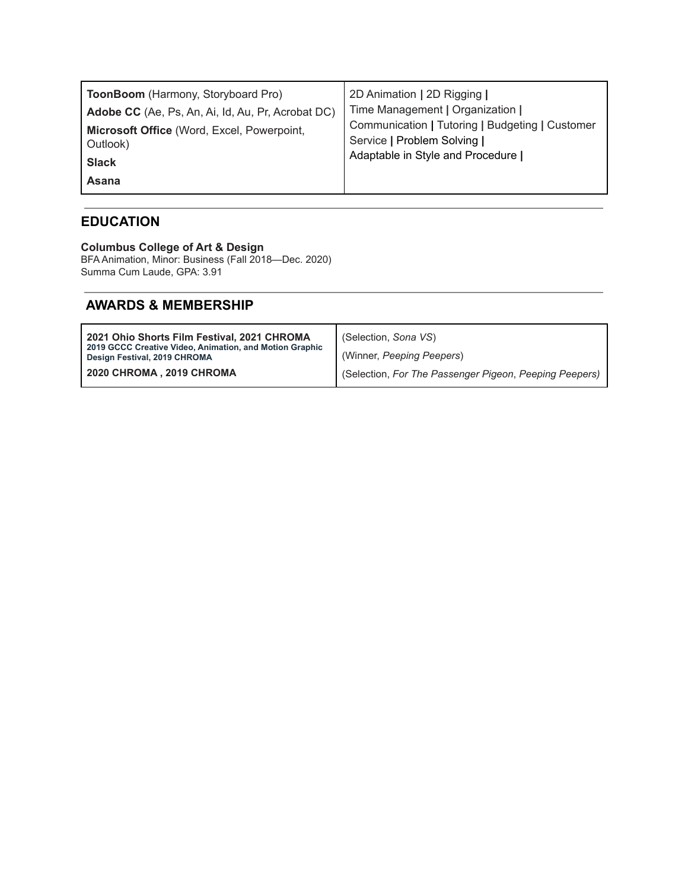| | |
|---|---|
| **ToonBoom** (Harmony, Storyboard Pro)<br>**Adobe CC** (Ae, Ps, An, Ai, Id, Au, Pr, Acrobat DC)<br>**Microsoft Office** (Word, Excel, Powerpoint, Outlook)<br>**Slack**<br>**Asana** | 2D Animation **\|** 2D Rigging **\|**<br>Time Management **\|** Organization **\|**<br>Communication **\|** Tutoring **\|** Budgeting **\|** Customer Service **\|** Problem Solving **\|**<br>Adaptable in Style and Procedure **\|** |

## EDUCATION

**Columbus College of Art & Design**
BFA Animation, Minor: Business (Fall 2018—Dec. 2020)
Summa Cum Laude, GPA: 3.91

## AWARDS & MEMBERSHIP

| | |
|---|---|
| **2021 Ohio Shorts Film Festival, 2021 CHROMA** | (Selection, *Sona VS*) |
| **2019 GCCC Creative Video, Animation, and Motion Graphic Design Festival, 2019 CHROMA** | (Winner, *Peeping Peepers*) |
| **2020 CHROMA , 2019 CHROMA** | (Selection, *For The Passenger Pigeon*, *Peeping Peepers)* |